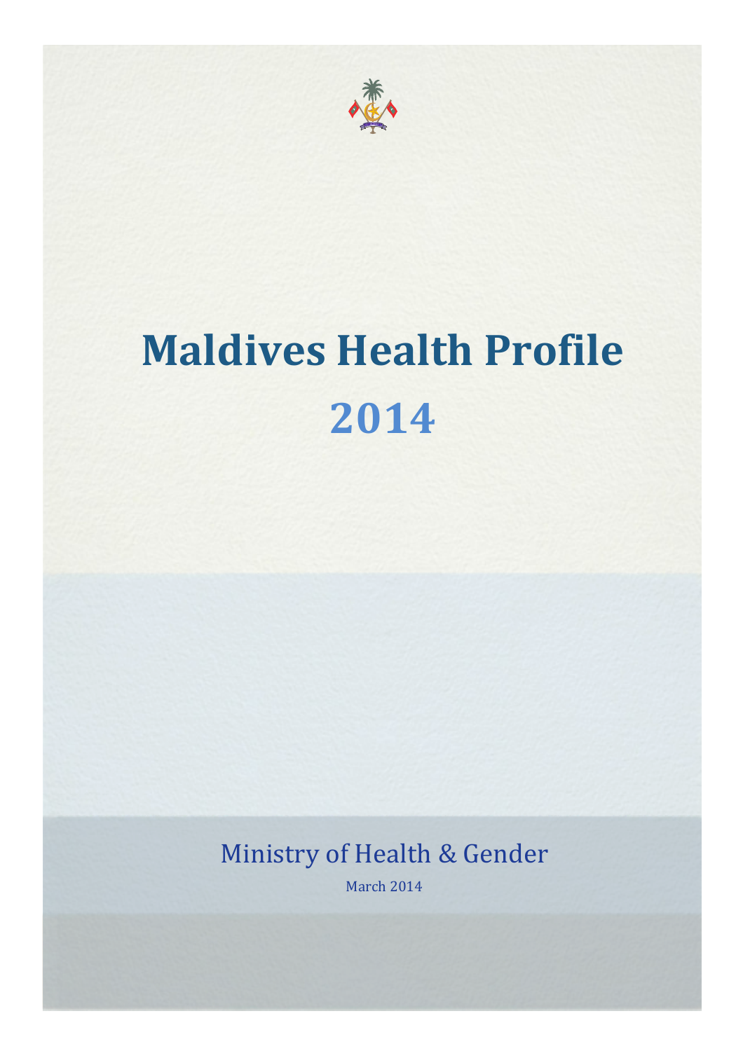# Maldives Health Profile

# 2014

Ministry of Health & Gender

March 2014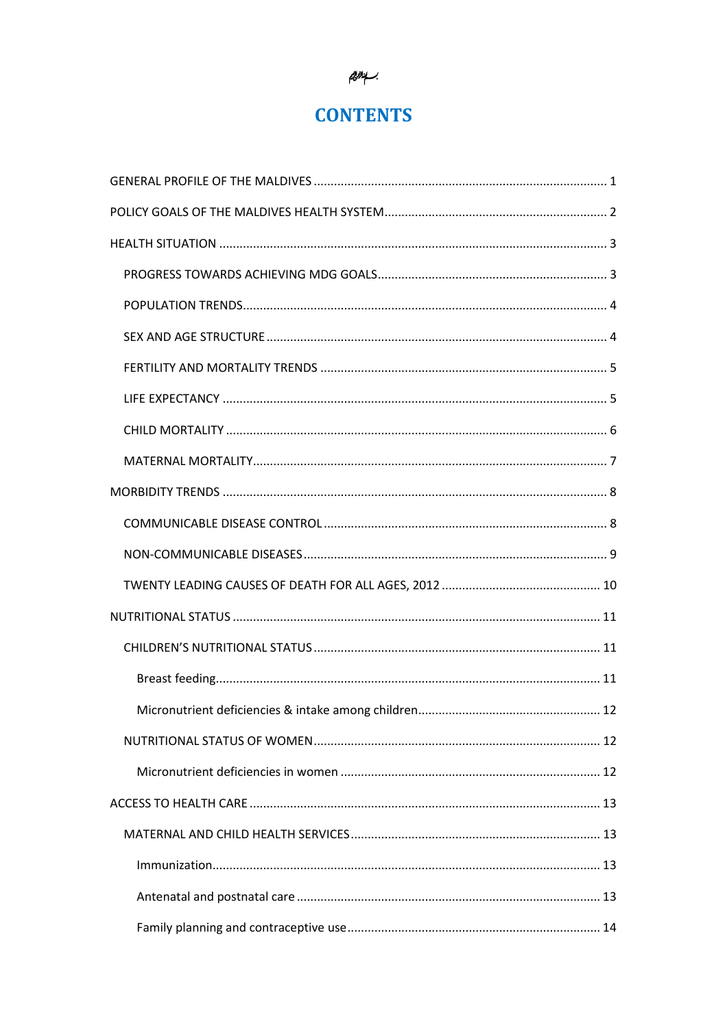# CONTENTS

GENERAL PROFILE OF THE MALDIVES ..................................................... 1

POLICY GOALS OF THE MALDIVES HEALTH SYSTEM ..................................................... 2

HEALTH SITUATION ..................................................... 3

- PROGRESS TOWARDS ACHIEVING MDG GOALS ..................................................... 3
- POPULATION TRENDS ..................................................... 4
- SEX AND AGE STRUCTURE ..................................................... 4
- FERTILITY AND MORTALITY TRENDS ..................................................... 5
- LIFE EXPECTANCY ..................................................... 5
- CHILD MORTALITY ..................................................... 6
- MATERNAL MORTALITY ..................................................... 7

MORBIDITY TRENDS ..................................................... 8

- COMMUNICABLE DISEASE CONTROL ..................................................... 8
- NON-COMMUNICABLE DISEASES ..................................................... 9
- TWENTY LEADING CAUSES OF DEATH FOR ALL AGES, 2012 ..................................................... 10

NUTRITIONAL STATUS ..................................................... 11

- CHILDREN'S NUTRITIONAL STATUS ..................................................... 11
  - Breast feeding ..................................................... 11
  - Micronutrient deficiencies & intake among children ..................................................... 12
- NUTRITIONAL STATUS OF WOMEN ..................................................... 12
  - Micronutrient deficiencies in women ..................................................... 12

ACCESS TO HEALTH CARE ..................................................... 13

- MATERNAL AND CHILD HEALTH SERVICES ..................................................... 13
  - Immunization ..................................................... 13
  - Antenatal and postnatal care ..................................................... 13
  - Family planning and contraceptive use ..................................................... 14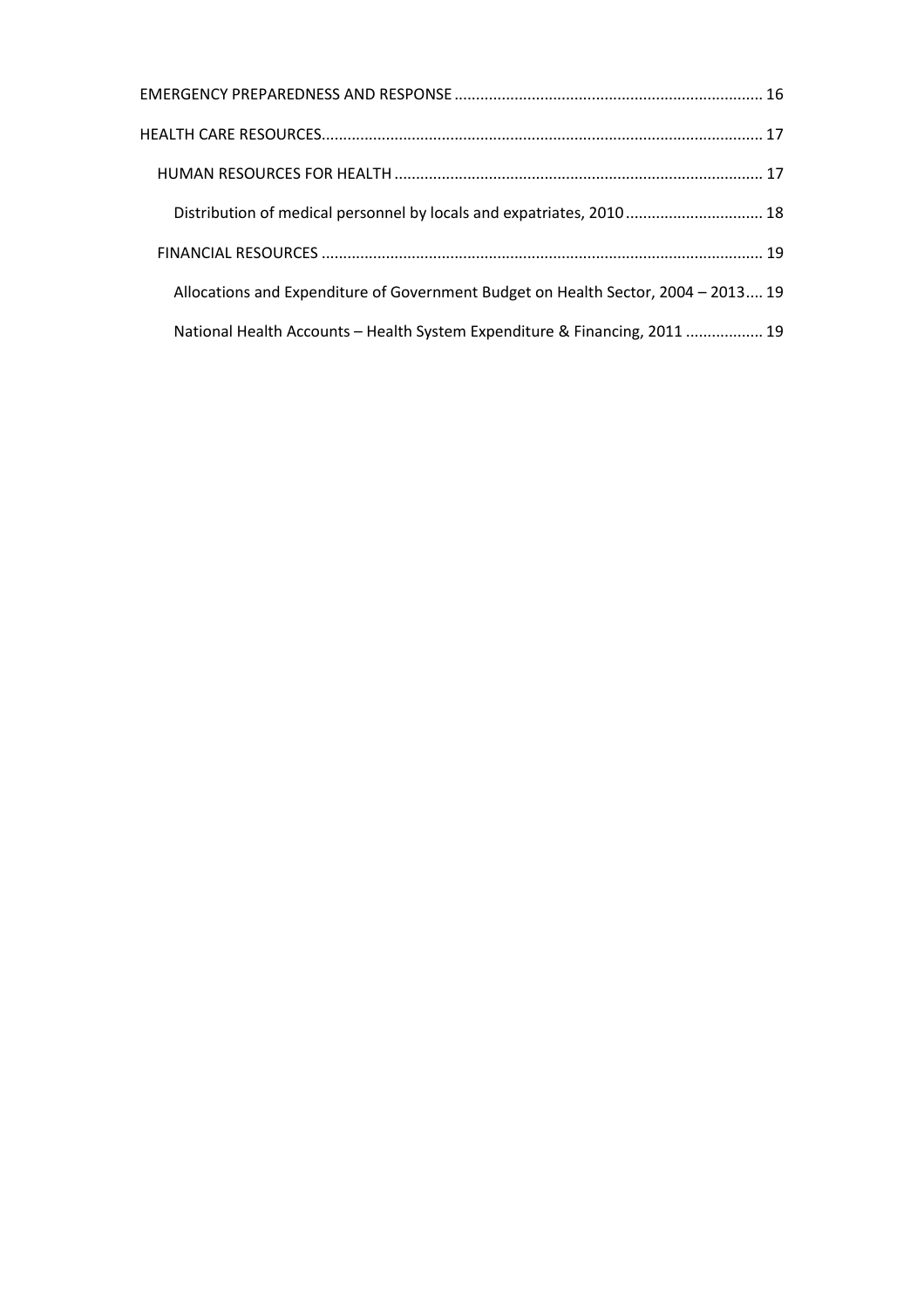EMERGENCY PREPAREDNESS AND RESPONSE ........................................................................ 16

HEALTH CARE RESOURCES ........................................................................................................ 17

  HUMAN RESOURCES FOR HEALTH ......................................................................................... 17

    Distribution of medical personnel by locals and expatriates, 2010 ................................ 18

  FINANCIAL RESOURCES ........................................................................................................ 19

    Allocations and Expenditure of Government Budget on Health Sector, 2004 – 2013 .... 19

    National Health Accounts – Health System Expenditure & Financing, 2011 .................. 19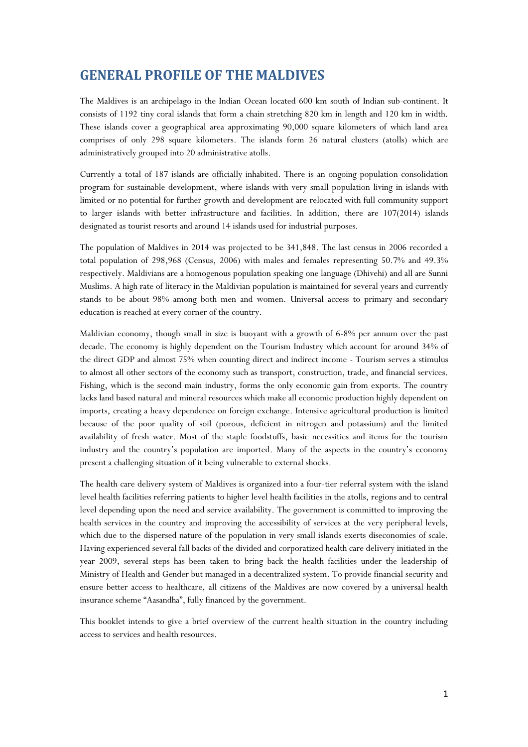# GENERAL PROFILE OF THE MALDIVES

The Maldives is an archipelago in the Indian Ocean located 600 km south of Indian sub-continent. It consists of 1192 tiny coral islands that form a chain stretching 820 km in length and 120 km in width. These islands cover a geographical area approximating 90,000 square kilometers of which land area comprises of only 298 square kilometers. The islands form 26 natural clusters (atolls) which are administratively grouped into 20 administrative atolls.

Currently a total of 187 islands are officially inhabited. There is an ongoing population consolidation program for sustainable development, where islands with very small population living in islands with limited or no potential for further growth and development are relocated with full community support to larger islands with better infrastructure and facilities. In addition, there are 107(2014) islands designated as tourist resorts and around 14 islands used for industrial purposes.

The population of Maldives in 2014 was projected to be 341,848. The last census in 2006 recorded a total population of 298,968 (Census, 2006) with males and females representing 50.7% and 49.3% respectively. Maldivians are a homogenous population speaking one language (Dhivehi) and all are Sunni Muslims. A high rate of literacy in the Maldivian population is maintained for several years and currently stands to be about 98% among both men and women. Universal access to primary and secondary education is reached at every corner of the country.

Maldivian economy, though small in size is buoyant with a growth of 6-8% per annum over the past decade. The economy is highly dependent on the Tourism Industry which account for around 34% of the direct GDP and almost 75% when counting direct and indirect income - Tourism serves a stimulus to almost all other sectors of the economy such as transport, construction, trade, and financial services. Fishing, which is the second main industry, forms the only economic gain from exports. The country lacks land based natural and mineral resources which make all economic production highly dependent on imports, creating a heavy dependence on foreign exchange. Intensive agricultural production is limited because of the poor quality of soil (porous, deficient in nitrogen and potassium) and the limited availability of fresh water. Most of the staple foodstuffs, basic necessities and items for the tourism industry and the country's population are imported. Many of the aspects in the country's economy present a challenging situation of it being vulnerable to external shocks.

The health care delivery system of Maldives is organized into a four-tier referral system with the island level health facilities referring patients to higher level health facilities in the atolls, regions and to central level depending upon the need and service availability. The government is committed to improving the health services in the country and improving the accessibility of services at the very peripheral levels, which due to the dispersed nature of the population in very small islands exerts diseconomies of scale. Having experienced several fall backs of the divided and corporatized health care delivery initiated in the year 2009, several steps has been taken to bring back the health facilities under the leadership of Ministry of Health and Gender but managed in a decentralized system. To provide financial security and ensure better access to healthcare, all citizens of the Maldives are now covered by a universal health insurance scheme "Aasandha", fully financed by the government.

This booklet intends to give a brief overview of the current health situation in the country including access to services and health resources.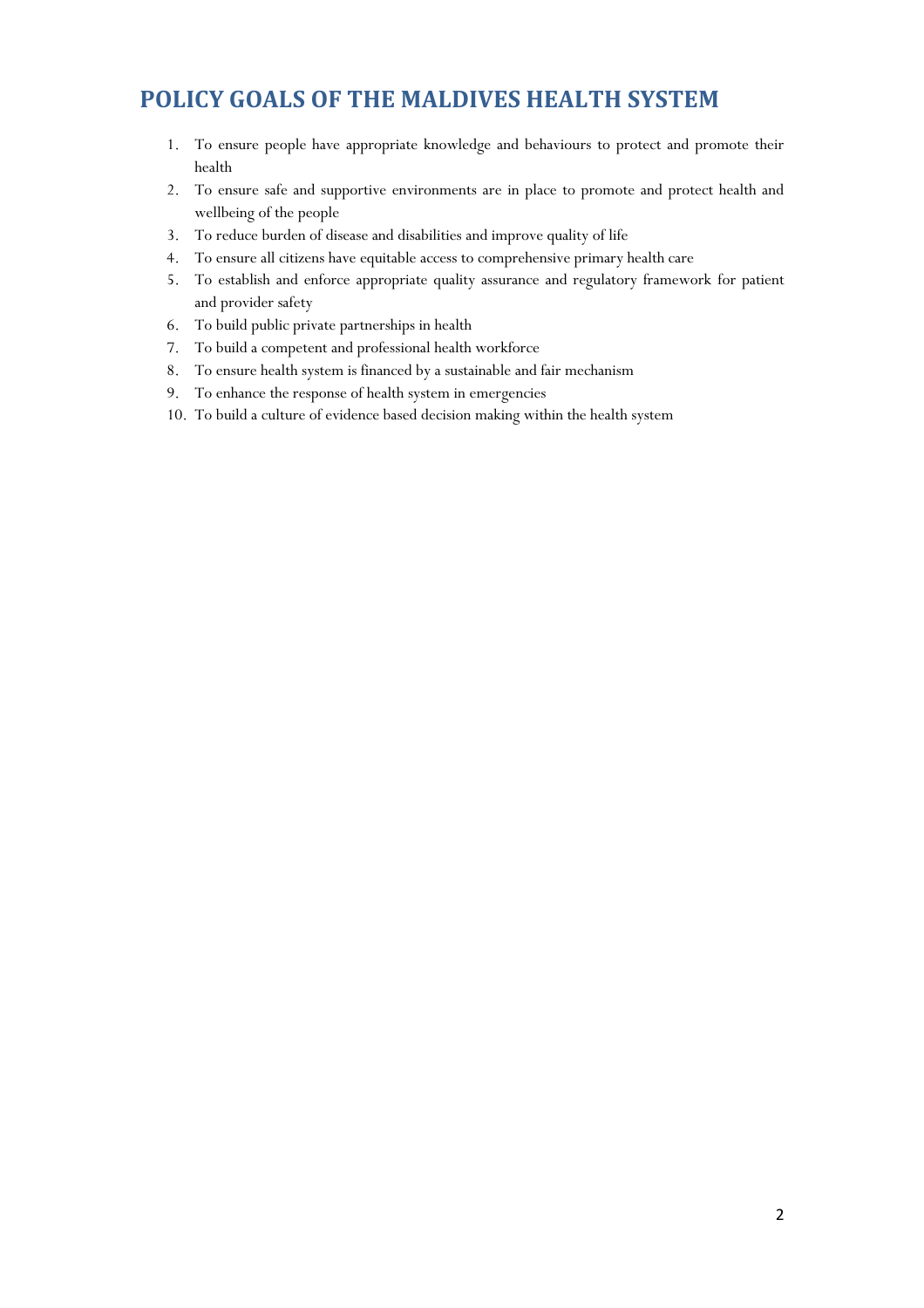# POLICY GOALS OF THE MALDIVES HEALTH SYSTEM

1. To ensure people have appropriate knowledge and behaviours to protect and promote their health
2. To ensure safe and supportive environments are in place to promote and protect health and wellbeing of the people
3. To reduce burden of disease and disabilities and improve quality of life
4. To ensure all citizens have equitable access to comprehensive primary health care
5. To establish and enforce appropriate quality assurance and regulatory framework for patient and provider safety
6. To build public private partnerships in health
7. To build a competent and professional health workforce
8. To ensure health system is financed by a sustainable and fair mechanism
9. To enhance the response of health system in emergencies
10. To build a culture of evidence based decision making within the health system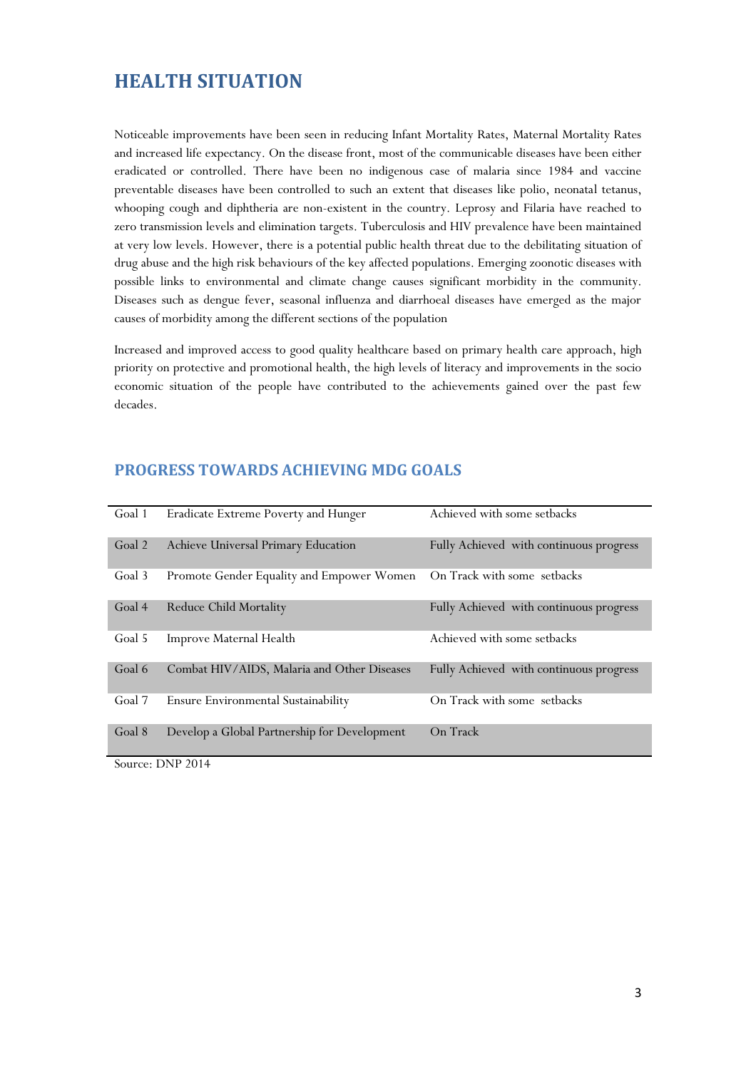# HEALTH SITUATION

Noticeable improvements have been seen in reducing Infant Mortality Rates, Maternal Mortality Rates and increased life expectancy. On the disease front, most of the communicable diseases have been either eradicated or controlled. There have been no indigenous case of malaria since 1984 and vaccine preventable diseases have been controlled to such an extent that diseases like polio, neonatal tetanus, whooping cough and diphtheria are non-existent in the country. Leprosy and Filaria have reached to zero transmission levels and elimination targets. Tuberculosis and HIV prevalence have been maintained at very low levels. However, there is a potential public health threat due to the debilitating situation of drug abuse and the high risk behaviours of the key affected populations. Emerging zoonotic diseases with possible links to environmental and climate change causes significant morbidity in the community. Diseases such as dengue fever, seasonal influenza and diarrhoeal diseases have emerged as the major causes of morbidity among the different sections of the population

Increased and improved access to good quality healthcare based on primary health care approach, high priority on protective and promotional health, the high levels of literacy and improvements in the socio economic situation of the people have contributed to the achievements gained over the past few decades.

## PROGRESS TOWARDS ACHIEVING MDG GOALS

| | | |
|---|---|---|
| Goal 1 | Eradicate Extreme Poverty and Hunger | Achieved with some setbacks |
| Goal 2 | Achieve Universal Primary Education | Fully Achieved with continuous progress |
| Goal 3 | Promote Gender Equality and Empower Women | On Track with some setbacks |
| Goal 4 | Reduce Child Mortality | Fully Achieved with continuous progress |
| Goal 5 | Improve Maternal Health | Achieved with some setbacks |
| Goal 6 | Combat HIV/AIDS, Malaria and Other Diseases | Fully Achieved with continuous progress |
| Goal 7 | Ensure Environmental Sustainability | On Track with some setbacks |
| Goal 8 | Develop a Global Partnership for Development | On Track |

Source: DNP 2014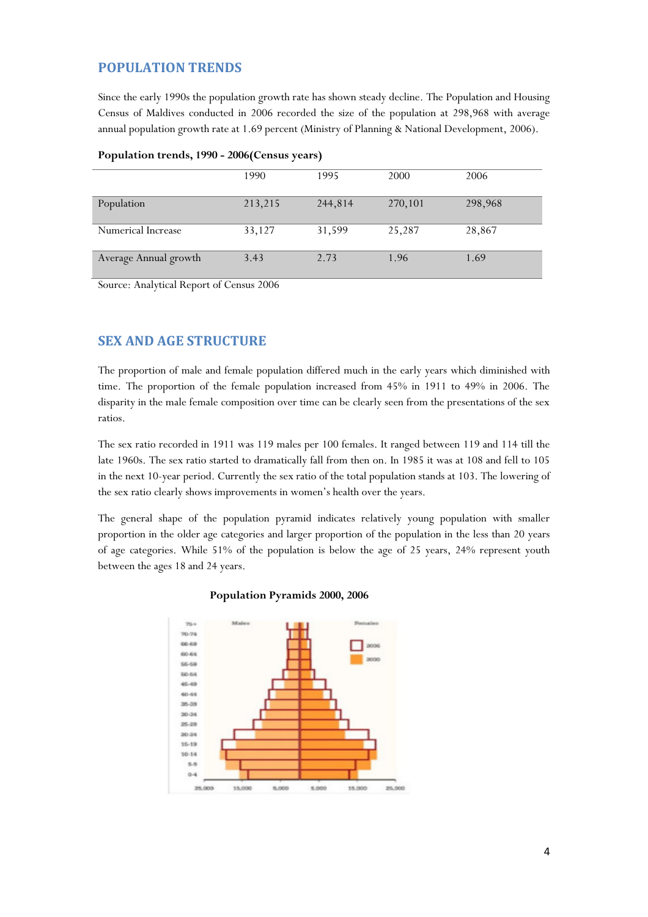## POPULATION TRENDS

Since the early 1990s the population growth rate has shown steady decline. The Population and Housing Census of Maldives conducted in 2006 recorded the size of the population at 298,968 with average annual population growth rate at 1.69 percent (Ministry of Planning & National Development, 2006).

**Population trends, 1990 - 2006(Census years)**

| | 1990 | 1995 | 2000 | 2006 |
|---|---|---|---|---|
| Population | 213,215 | 244,814 | 270,101 | 298,968 |
| Numerical Increase | 33,127 | 31,599 | 25,287 | 28,867 |
| Average Annual growth | 3.43 | 2.73 | 1.96 | 1.69 |

Source: Analytical Report of Census 2006

## SEX AND AGE STRUCTURE

The proportion of male and female population differed much in the early years which diminished with time. The proportion of the female population increased from 45% in 1911 to 49% in 2006. The disparity in the male female composition over time can be clearly seen from the presentations of the sex ratios.

The sex ratio recorded in 1911 was 119 males per 100 females. It ranged between 119 and 114 till the late 1960s. The sex ratio started to dramatically fall from then on. In 1985 it was at 108 and fell to 105 in the next 10-year period. Currently the sex ratio of the total population stands at 103. The lowering of the sex ratio clearly shows improvements in women's health over the years.

The general shape of the population pyramid indicates relatively young population with smaller proportion in the older age categories and larger proportion of the population in the less than 20 years of age categories. While 51% of the population is below the age of 25 years, 24% represent youth between the ages 18 and 24 years.

**Population Pyramids 2000, 2006**

Males
Females
2006
2000
75+
70-74
65-69
60-64
55-59
50-54
45-49
40-44
35-39
30-34
25-29
20-24
15-19
10-14
5-9
0-4
25,000
15,000
5,000
5,000
15,000
25,000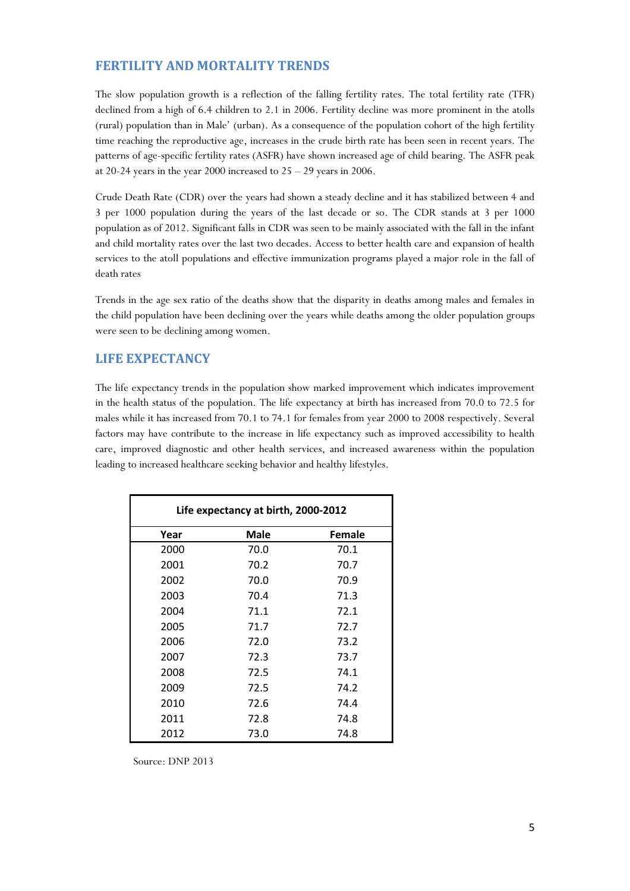## FERTILITY AND MORTALITY TRENDS

The slow population growth is a reflection of the falling fertility rates. The total fertility rate (TFR) declined from a high of 6.4 children to 2.1 in 2006. Fertility decline was more prominent in the atolls (rural) population than in Male' (urban). As a consequence of the population cohort of the high fertility time reaching the reproductive age, increases in the crude birth rate has been seen in recent years. The patterns of age-specific fertility rates (ASFR) have shown increased age of child bearing. The ASFR peak at 20-24 years in the year 2000 increased to 25 – 29 years in 2006.

Crude Death Rate (CDR) over the years had shown a steady decline and it has stabilized between 4 and 3 per 1000 population during the years of the last decade or so. The CDR stands at 3 per 1000 population as of 2012. Significant falls in CDR was seen to be mainly associated with the fall in the infant and child mortality rates over the last two decades. Access to better health care and expansion of health services to the atoll populations and effective immunization programs played a major role in the fall of death rates

Trends in the age sex ratio of the deaths show that the disparity in deaths among males and females in the child population have been declining over the years while deaths among the older population groups were seen to be declining among women.

## LIFE EXPECTANCY

The life expectancy trends in the population show marked improvement which indicates improvement in the health status of the population. The life expectancy at birth has increased from 70.0 to 72.5 for males while it has increased from 70.1 to 74.1 for females from year 2000 to 2008 respectively. Several factors may have contribute to the increase in life expectancy such as improved accessibility to health care, improved diagnostic and other health services, and increased awareness within the population leading to increased healthcare seeking behavior and healthy lifestyles.

**Life expectancy at birth, 2000-2012**

| Year | Male | Female |
|---|---|---|
| 2000 | 70.0 | 70.1 |
| 2001 | 70.2 | 70.7 |
| 2002 | 70.0 | 70.9 |
| 2003 | 70.4 | 71.3 |
| 2004 | 71.1 | 72.1 |
| 2005 | 71.7 | 72.7 |
| 2006 | 72.0 | 73.2 |
| 2007 | 72.3 | 73.7 |
| 2008 | 72.5 | 74.1 |
| 2009 | 72.5 | 74.2 |
| 2010 | 72.6 | 74.4 |
| 2011 | 72.8 | 74.8 |
| 2012 | 73.0 | 74.8 |

Source: DNP 2013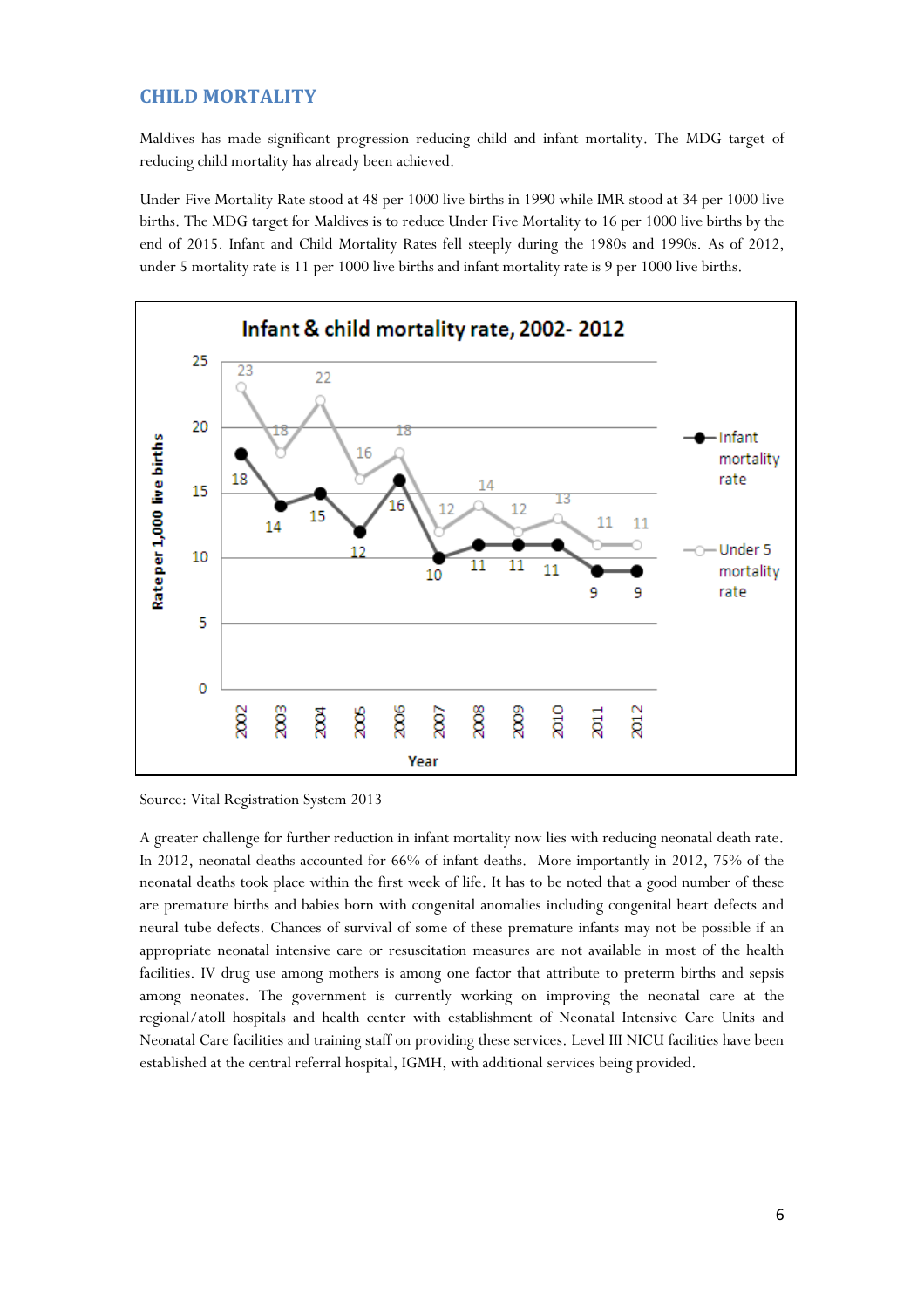## CHILD MORTALITY

Maldives has made significant progression reducing child and infant mortality. The MDG target of reducing child mortality has already been achieved.

Under-Five Mortality Rate stood at 48 per 1000 live births in 1990 while IMR stood at 34 per 1000 live births. The MDG target for Maldives is to reduce Under Five Mortality to 16 per 1000 live births by the end of 2015. Infant and Child Mortality Rates fell steeply during the 1980s and 1990s. As of 2012, under 5 mortality rate is 11 per 1000 live births and infant mortality rate is 9 per 1000 live births.

Infant & child mortality rate, 2002- 2012

Rate per 1,000 live births

25
20
15
10
5
0

23
18
22
18
16
18
12
14
12
13
11
11

18
14
15
12
16
10
11
11
11
9
9

2002
2003
2004
2005
2006
2007
2008
2009
2010
2011
2012

Year

Infant mortality rate

Under 5 mortality rate

Source: Vital Registration System 2013

A greater challenge for further reduction in infant mortality now lies with reducing neonatal death rate. In 2012, neonatal deaths accounted for 66% of infant deaths. More importantly in 2012, 75% of the neonatal deaths took place within the first week of life. It has to be noted that a good number of these are premature births and babies born with congenital anomalies including congenital heart defects and neural tube defects. Chances of survival of some of these premature infants may not be possible if an appropriate neonatal intensive care or resuscitation measures are not available in most of the health facilities. IV drug use among mothers is among one factor that attribute to preterm births and sepsis among neonates. The government is currently working on improving the neonatal care at the regional/atoll hospitals and health center with establishment of Neonatal Intensive Care Units and Neonatal Care facilities and training staff on providing these services. Level III NICU facilities have been established at the central referral hospital, IGMH, with additional services being provided.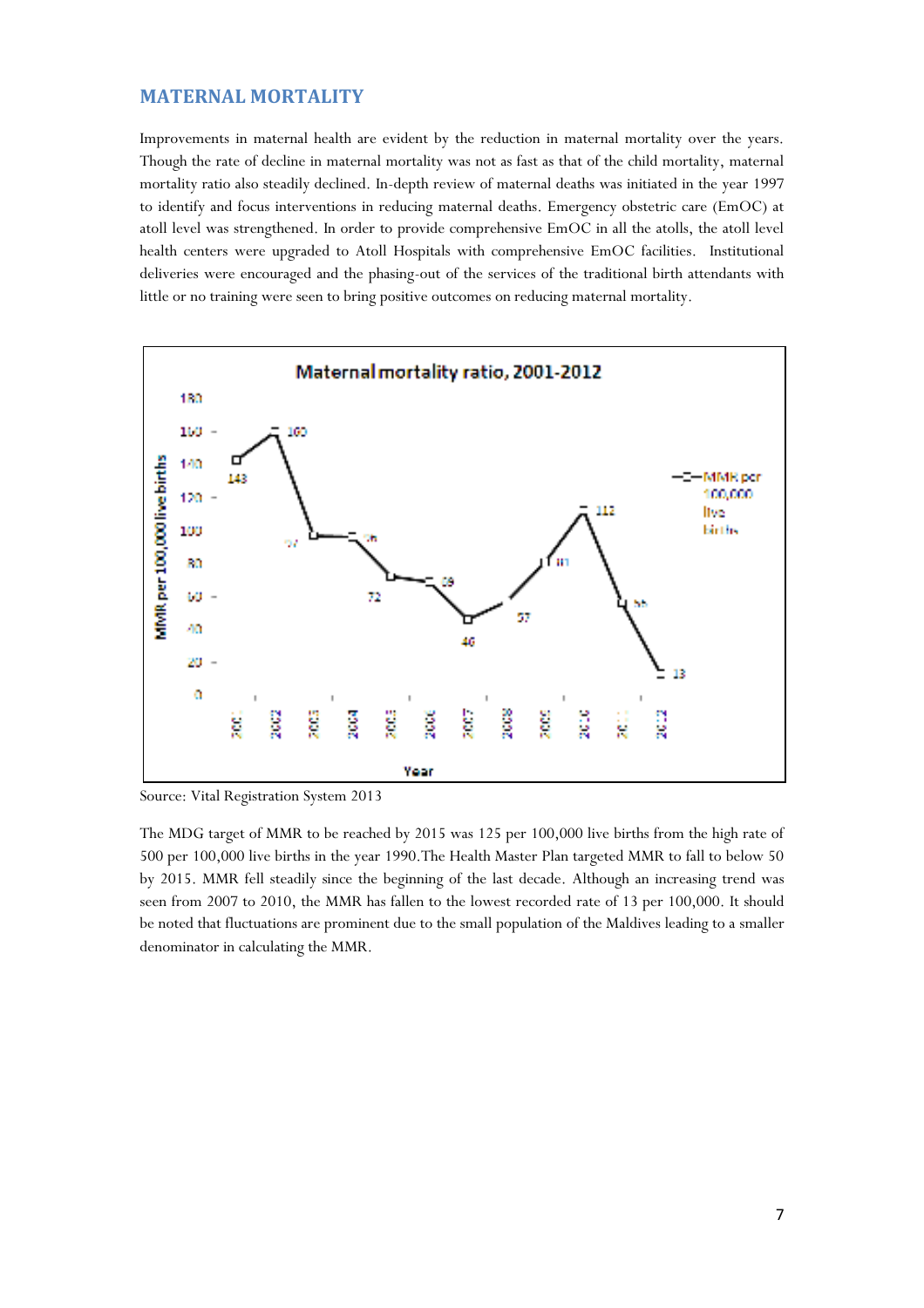## MATERNAL MORTALITY

Improvements in maternal health are evident by the reduction in maternal mortality over the years. Though the rate of decline in maternal mortality was not as fast as that of the child mortality, maternal mortality ratio also steadily declined. In-depth review of maternal deaths was initiated in the year 1997 to identify and focus interventions in reducing maternal deaths. Emergency obstetric care (EmOC) at atoll level was strengthened. In order to provide comprehensive EmOC in all the atolls, the atoll level health centers were upgraded to Atoll Hospitals with comprehensive EmOC facilities. Institutional deliveries were encouraged and the phasing-out of the services of the traditional birth attendants with little or no training were seen to bring positive outcomes on reducing maternal mortality.

Maternal mortality ratio, 2001-2012

MMR per 100,000 live births

180
160
140
120
100
80
60
40
20
0

143
160
97
96
72
69
46
57
81
112
56
13

2001
2002
2003
2004
2005
2006
2007
2008
2009
2010
2011
2012

Year

MMR per 100,000 live births

Source: Vital Registration System 2013

The MDG target of MMR to be reached by 2015 was 125 per 100,000 live births from the high rate of 500 per 100,000 live births in the year 1990.The Health Master Plan targeted MMR to fall to below 50 by 2015. MMR fell steadily since the beginning of the last decade. Although an increasing trend was seen from 2007 to 2010, the MMR has fallen to the lowest recorded rate of 13 per 100,000. It should be noted that fluctuations are prominent due to the small population of the Maldives leading to a smaller denominator in calculating the MMR.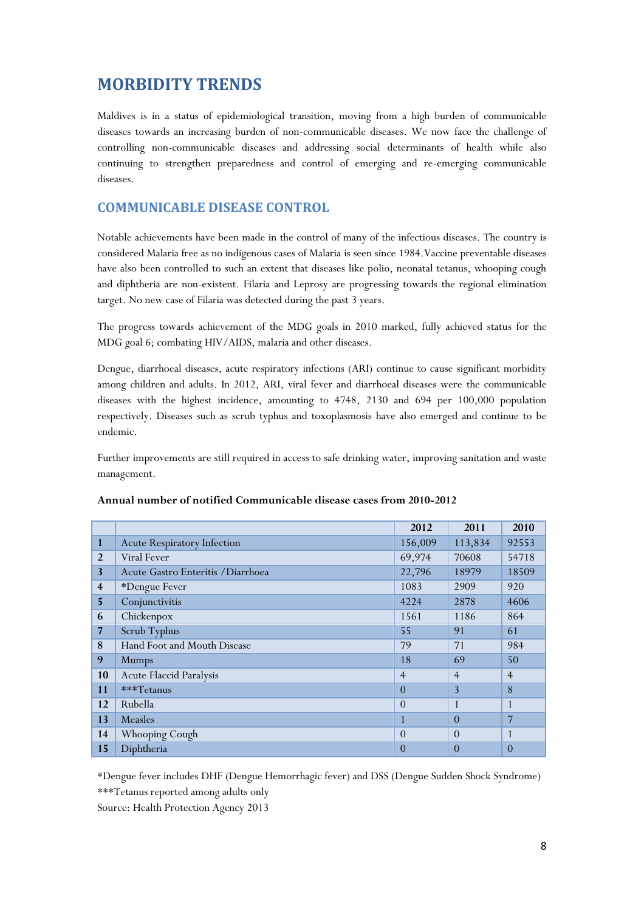# MORBIDITY TRENDS

Maldives is in a status of epidemiological transition, moving from a high burden of communicable diseases towards an increasing burden of non-communicable diseases. We now face the challenge of controlling non-communicable diseases and addressing social determinants of health while also continuing to strengthen preparedness and control of emerging and re-emerging communicable diseases.

## COMMUNICABLE DISEASE CONTROL

Notable achievements have been made in the control of many of the infectious diseases. The country is considered Malaria free as no indigenous cases of Malaria is seen since 1984.Vaccine preventable diseases have also been controlled to such an extent that diseases like polio, neonatal tetanus, whooping cough and diphtheria are non-existent. Filaria and Leprosy are progressing towards the regional elimination target. No new case of Filaria was detected during the past 3 years.

The progress towards achievement of the MDG goals in 2010 marked, fully achieved status for the MDG goal 6; combating HIV/AIDS, malaria and other diseases.

Dengue, diarrhoeal diseases, acute respiratory infections (ARI) continue to cause significant morbidity among children and adults. In 2012, ARI, viral fever and diarrhoeal diseases were the communicable diseases with the highest incidence, amounting to 4748, 2130 and 694 per 100,000 population respectively. Diseases such as scrub typhus and toxoplasmosis have also emerged and continue to be endemic.

Further improvements are still required in access to safe drinking water, improving sanitation and waste management.

**Annual number of notified Communicable disease cases from 2010-2012**

| | | 2012 | 2011 | 2010 |
|---|---|---|---|---|
| 1 | Acute Respiratory Infection | 156,009 | 113,834 | 92553 |
| 2 | Viral Fever | 69,974 | 70608 | 54718 |
| 3 | Acute Gastro Enteritis /Diarrhoea | 22,796 | 18979 | 18509 |
| 4 | *Dengue Fever | 1083 | 2909 | 920 |
| 5 | Conjunctivitis | 4224 | 2878 | 4606 |
| 6 | Chickenpox | 1561 | 1186 | 864 |
| 7 | Scrub Typhus | 55 | 91 | 61 |
| 8 | Hand Foot and Mouth Disease | 79 | 71 | 984 |
| 9 | Mumps | 18 | 69 | 50 |
| 10 | Acute Flaccid Paralysis | 4 | 4 | 4 |
| 11 | ***Tetanus | 0 | 3 | 8 |
| 12 | Rubella | 0 | 1 | 1 |
| 13 | Measles | 1 | 0 | 7 |
| 14 | Whooping Cough | 0 | 0 | 1 |
| 15 | Diphtheria | 0 | 0 | 0 |

*Dengue fever includes DHF (Dengue Hemorrhagic fever) and DSS (Dengue Sudden Shock Syndrome)
***Tetanus reported among adults only
Source: Health Protection Agency 2013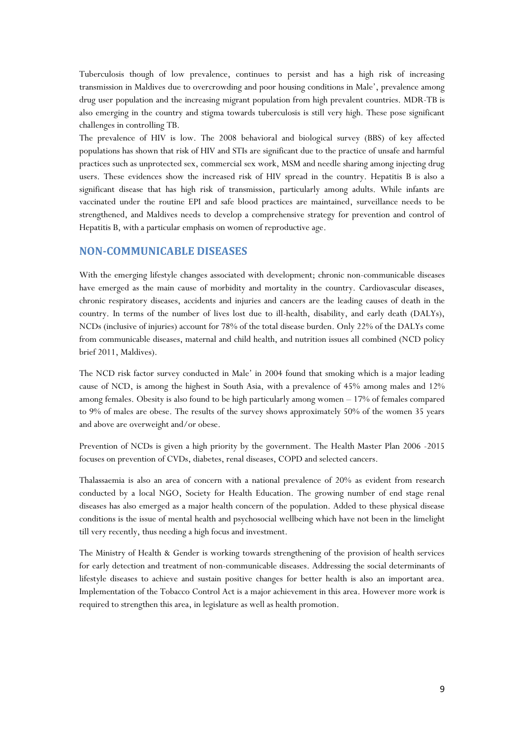Tuberculosis though of low prevalence, continues to persist and has a high risk of increasing transmission in Maldives due to overcrowding and poor housing conditions in Male', prevalence among drug user population and the increasing migrant population from high prevalent countries. MDR-TB is also emerging in the country and stigma towards tuberculosis is still very high. These pose significant challenges in controlling TB.

The prevalence of HIV is low. The 2008 behavioral and biological survey (BBS) of key affected populations has shown that risk of HIV and STIs are significant due to the practice of unsafe and harmful practices such as unprotected sex, commercial sex work, MSM and needle sharing among injecting drug users. These evidences show the increased risk of HIV spread in the country. Hepatitis B is also a significant disease that has high risk of transmission, particularly among adults. While infants are vaccinated under the routine EPI and safe blood practices are maintained, surveillance needs to be strengthened, and Maldives needs to develop a comprehensive strategy for prevention and control of Hepatitis B, with a particular emphasis on women of reproductive age.

## NON-COMMUNICABLE DISEASES

With the emerging lifestyle changes associated with development; chronic non-communicable diseases have emerged as the main cause of morbidity and mortality in the country. Cardiovascular diseases, chronic respiratory diseases, accidents and injuries and cancers are the leading causes of death in the country. In terms of the number of lives lost due to ill-health, disability, and early death (DALYs), NCDs (inclusive of injuries) account for 78% of the total disease burden. Only 22% of the DALYs come from communicable diseases, maternal and child health, and nutrition issues all combined (NCD policy brief 2011, Maldives).

The NCD risk factor survey conducted in Male' in 2004 found that smoking which is a major leading cause of NCD, is among the highest in South Asia, with a prevalence of 45% among males and 12% among females. Obesity is also found to be high particularly among women – 17% of females compared to 9% of males are obese. The results of the survey shows approximately 50% of the women 35 years and above are overweight and/or obese.

Prevention of NCDs is given a high priority by the government. The Health Master Plan 2006 -2015 focuses on prevention of CVDs, diabetes, renal diseases, COPD and selected cancers.

Thalassaemia is also an area of concern with a national prevalence of 20% as evident from research conducted by a local NGO, Society for Health Education. The growing number of end stage renal diseases has also emerged as a major health concern of the population. Added to these physical disease conditions is the issue of mental health and psychosocial wellbeing which have not been in the limelight till very recently, thus needing a high focus and investment.

The Ministry of Health & Gender is working towards strengthening of the provision of health services for early detection and treatment of non-communicable diseases. Addressing the social determinants of lifestyle diseases to achieve and sustain positive changes for better health is also an important area. Implementation of the Tobacco Control Act is a major achievement in this area. However more work is required to strengthen this area, in legislature as well as health promotion.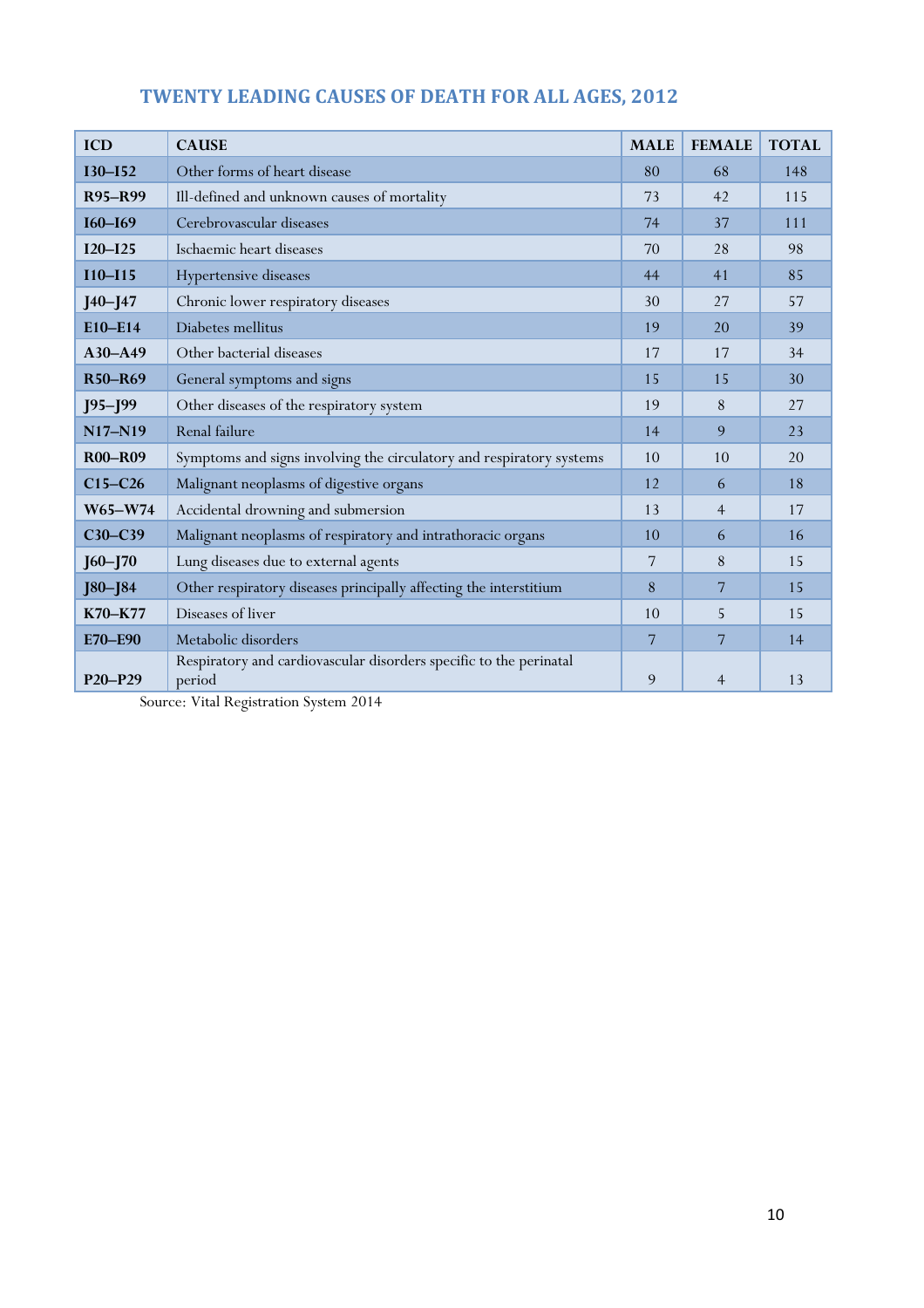## TWENTY LEADING CAUSES OF DEATH FOR ALL AGES, 2012

| ICD | CAUSE | MALE | FEMALE | TOTAL |
|---|---|---|---|---|
| **I30–I52** | Other forms of heart disease | 80 | 68 | 148 |
| **R95–R99** | Ill-defined and unknown causes of mortality | 73 | 42 | 115 |
| **I60–I69** | Cerebrovascular diseases | 74 | 37 | 111 |
| **I20–I25** | Ischaemic heart diseases | 70 | 28 | 98 |
| **I10–I15** | Hypertensive diseases | 44 | 41 | 85 |
| **J40–J47** | Chronic lower respiratory diseases | 30 | 27 | 57 |
| **E10–E14** | Diabetes mellitus | 19 | 20 | 39 |
| **A30–A49** | Other bacterial diseases | 17 | 17 | 34 |
| **R50–R69** | General symptoms and signs | 15 | 15 | 30 |
| **J95–J99** | Other diseases of the respiratory system | 19 | 8 | 27 |
| **N17–N19** | Renal failure | 14 | 9 | 23 |
| **R00–R09** | Symptoms and signs involving the circulatory and respiratory systems | 10 | 10 | 20 |
| **C15–C26** | Malignant neoplasms of digestive organs | 12 | 6 | 18 |
| **W65–W74** | Accidental drowning and submersion | 13 | 4 | 17 |
| **C30–C39** | Malignant neoplasms of respiratory and intrathoracic organs | 10 | 6 | 16 |
| **J60–J70** | Lung diseases due to external agents | 7 | 8 | 15 |
| **J80–J84** | Other respiratory diseases principally affecting the interstitium | 8 | 7 | 15 |
| **K70–K77** | Diseases of liver | 10 | 5 | 15 |
| **E70–E90** | Metabolic disorders | 7 | 7 | 14 |
| **P20–P29** | Respiratory and cardiovascular disorders specific to the perinatal period | 9 | 4 | 13 |

Source: Vital Registration System 2014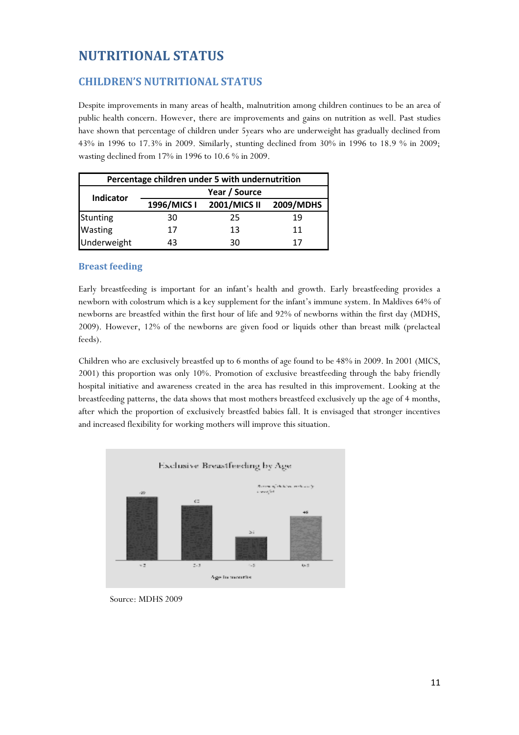# NUTRITIONAL STATUS

## CHILDREN'S NUTRITIONAL STATUS

Despite improvements in many areas of health, malnutrition among children continues to be an area of public health concern. However, there are improvements and gains on nutrition as well. Past studies have shown that percentage of children under 5years who are underweight has gradually declined from 43% in 1996 to 17.3% in 2009. Similarly, stunting declined from 30% in 1996 to 18.9 % in 2009; wasting declined from 17% in 1996 to 10.6 % in 2009.

| Percentage children under 5 with undernutrition | | | |
|---|---|---|---|
| Indicator | Year / Source | | |
| | 1996/MICS I | 2001/MICS II | 2009/MDHS |
| Stunting | 30 | 25 | 19 |
| Wasting | 17 | 13 | 11 |
| Underweight | 43 | 30 | 17 |

### Breast feeding

Early breastfeeding is important for an infant's health and growth. Early breastfeeding provides a newborn with colostrum which is a key supplement for the infant's immune system. In Maldives 64% of newborns are breastfed within the first hour of life and 92% of newborns within the first day (MDHS, 2009). However, 12% of the newborns are given food or liquids other than breast milk (prelacteal feeds).

Children who are exclusively breastfed up to 6 months of age found to be 48% in 2009. In 2001 (MICS, 2001) this proportion was only 10%. Promotion of exclusive breastfeeding through the baby friendly hospital initiative and awareness created in the area has resulted in this improvement. Looking at the breastfeeding patterns, the data shows that most mothers breastfeed exclusively up the age of 4 months, after which the proportion of exclusively breastfed babies fall. It is envisaged that stronger incentives and increased flexibility for working mothers will improve this situation.

Exclusive Breastfeeding by Age

Age in months

Source: MDHS 2009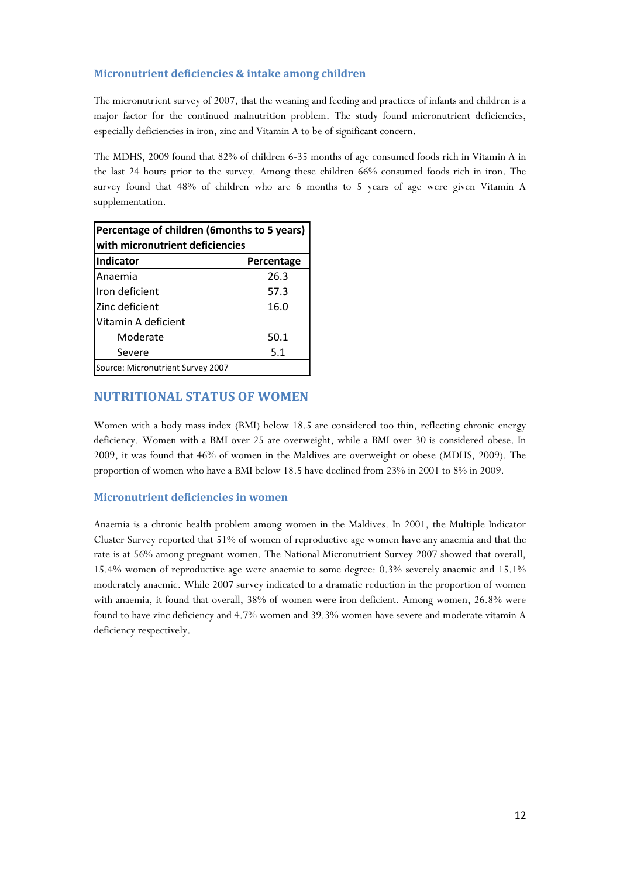### Micronutrient deficiencies & intake among children

The micronutrient survey of 2007, that the weaning and feeding and practices of infants and children is a major factor for the continued malnutrition problem. The study found micronutrient deficiencies, especially deficiencies in iron, zinc and Vitamin A to be of significant concern.

The MDHS, 2009 found that 82% of children 6-35 months of age consumed foods rich in Vitamin A in the last 24 hours prior to the survey. Among these children 66% consumed foods rich in iron. The survey found that 48% of children who are 6 months to 5 years of age were given Vitamin A supplementation.

| Percentage of children (6months to 5 years) with micronutrient deficiencies | |
|---|---|
| **Indicator** | **Percentage** |
| Anaemia | 26.3 |
| Iron deficient | 57.3 |
| Zinc deficient | 16.0 |
| Vitamin A deficient | |
| Moderate | 50.1 |
| Severe | 5.1 |
| Source: Micronutrient Survey 2007 | |

## NUTRITIONAL STATUS OF WOMEN

Women with a body mass index (BMI) below 18.5 are considered too thin, reflecting chronic energy deficiency. Women with a BMI over 25 are overweight, while a BMI over 30 is considered obese. In 2009, it was found that 46% of women in the Maldives are overweight or obese (MDHS, 2009). The proportion of women who have a BMI below 18.5 have declined from 23% in 2001 to 8% in 2009.

### Micronutrient deficiencies in women

Anaemia is a chronic health problem among women in the Maldives. In 2001, the Multiple Indicator Cluster Survey reported that 51% of women of reproductive age women have any anaemia and that the rate is at 56% among pregnant women. The National Micronutrient Survey 2007 showed that overall, 15.4% women of reproductive age were anaemic to some degree: 0.3% severely anaemic and 15.1% moderately anaemic. While 2007 survey indicated to a dramatic reduction in the proportion of women with anaemia, it found that overall, 38% of women were iron deficient. Among women, 26.8% were found to have zinc deficiency and 4.7% women and 39.3% women have severe and moderate vitamin A deficiency respectively.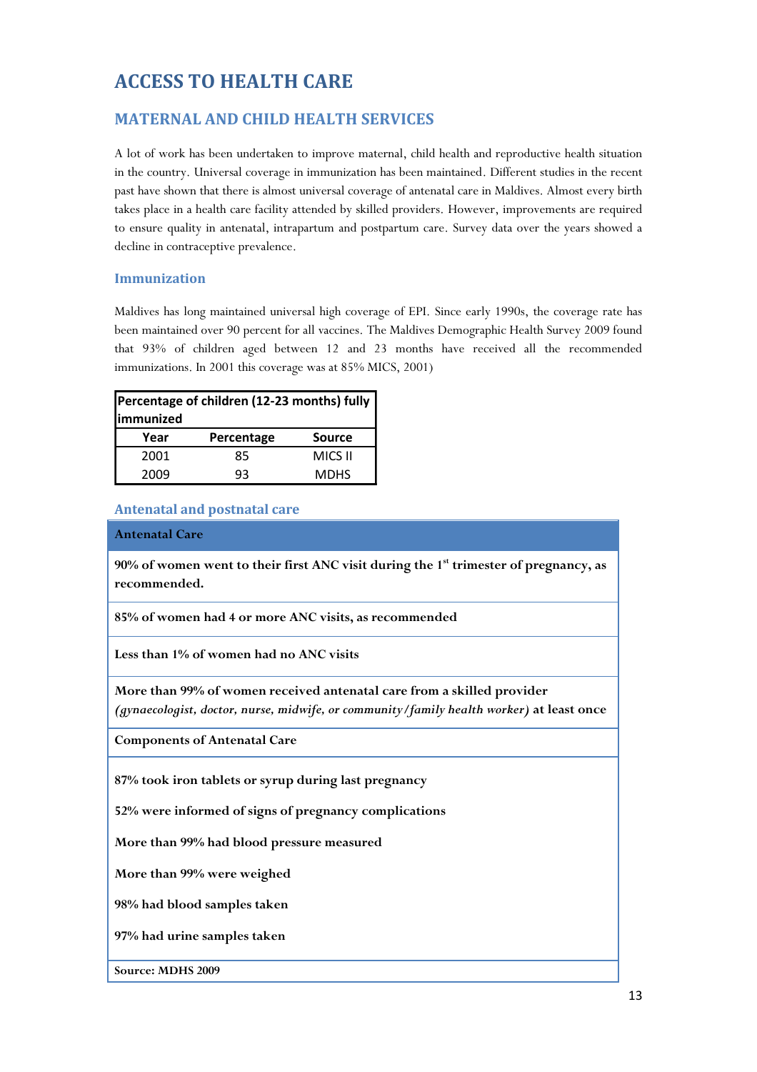# ACCESS TO HEALTH CARE

## MATERNAL AND CHILD HEALTH SERVICES

A lot of work has been undertaken to improve maternal, child health and reproductive health situation in the country. Universal coverage in immunization has been maintained. Different studies in the recent past have shown that there is almost universal coverage of antenatal care in Maldives. Almost every birth takes place in a health care facility attended by skilled providers. However, improvements are required to ensure quality in antenatal, intrapartum and postpartum care. Survey data over the years showed a decline in contraceptive prevalence.

### Immunization

Maldives has long maintained universal high coverage of EPI. Since early 1990s, the coverage rate has been maintained over 90 percent for all vaccines. The Maldives Demographic Health Survey 2009 found that 93% of children aged between 12 and 23 months have received all the recommended immunizations. In 2001 this coverage was at 85% MICS, 2001)

| Percentage of children (12-23 months) fully immunized | | |
|---|---|---|
| Year | Percentage | Source |
| 2001 | 85 | MICS II |
| 2009 | 93 | MDHS |

### Antenatal and postnatal care

| Antenatal Care |
|---|
| **90% of women went to their first ANC visit during the 1st trimester of pregnancy, as recommended.** |
| **85% of women had 4 or more ANC visits, as recommended** |
| **Less than 1% of women had no ANC visits** |
| **More than 99% of women received antenatal care from a skilled provider *(gynaecologist, doctor, nurse, midwife, or community/family health worker)* at least once** |
| **Components of Antenatal Care** |
| **87% took iron tablets or syrup during last pregnancy**<br>**52% were informed of signs of pregnancy complications**<br>**More than 99% had blood pressure measured**<br>**More than 99% were weighed**<br>**98% had blood samples taken**<br>**97% had urine samples taken** |
| **Source: MDHS 2009** |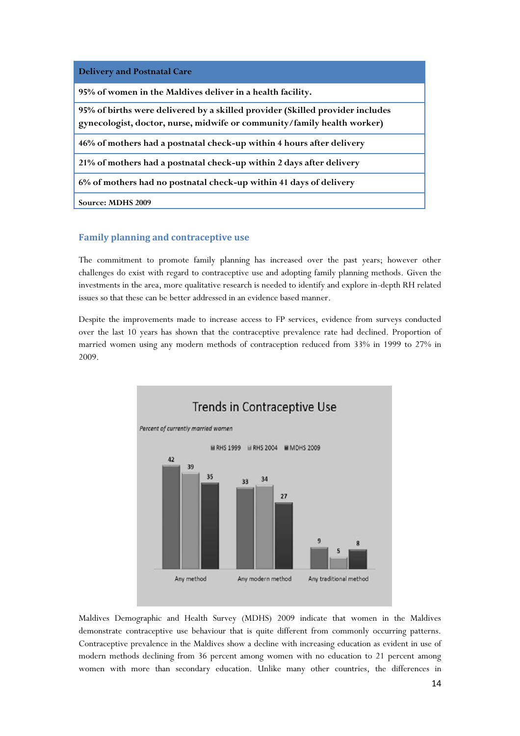| Delivery and Postnatal Care |
| --- |
| 95% of women in the Maldives deliver in a health facility. |
| 95% of births were delivered by a skilled provider (Skilled provider includes gynecologist, doctor, nurse, midwife or community/family health worker) |
| 46% of mothers had a postnatal check-up within 4 hours after delivery |
| 21% of mothers had a postnatal check-up within 2 days after delivery |
| 6% of mothers had no postnatal check-up within 41 days of delivery |
| Source: MDHS 2009 |

## Family planning and contraceptive use

The commitment to promote family planning has increased over the past years; however other challenges do exist with regard to contraceptive use and adopting family planning methods. Given the investments in the area, more qualitative research is needed to identify and explore in-depth RH related issues so that these can be better addressed in an evidence based manner.

Despite the improvements made to increase access to FP services, evidence from surveys conducted over the last 10 years has shown that the contraceptive prevalence rate had declined. Proportion of married women using any modern methods of contraception reduced from 33% in 1999 to 27% in 2009.

Trends in Contraceptive Use

*Percent of currently married women*

RHS 1999 RHS 2004 MDHS 2009

Any method: 42 39 35

Any modern method: 33 34 27

Any traditional method: 9 5 8

Maldives Demographic and Health Survey (MDHS) 2009 indicate that women in the Maldives demonstrate contraceptive use behaviour that is quite different from commonly occurring patterns. Contraceptive prevalence in the Maldives show a decline with increasing education as evident in use of modern methods declining from 36 percent among women with no education to 21 percent among women with more than secondary education. Unlike many other countries, the differences in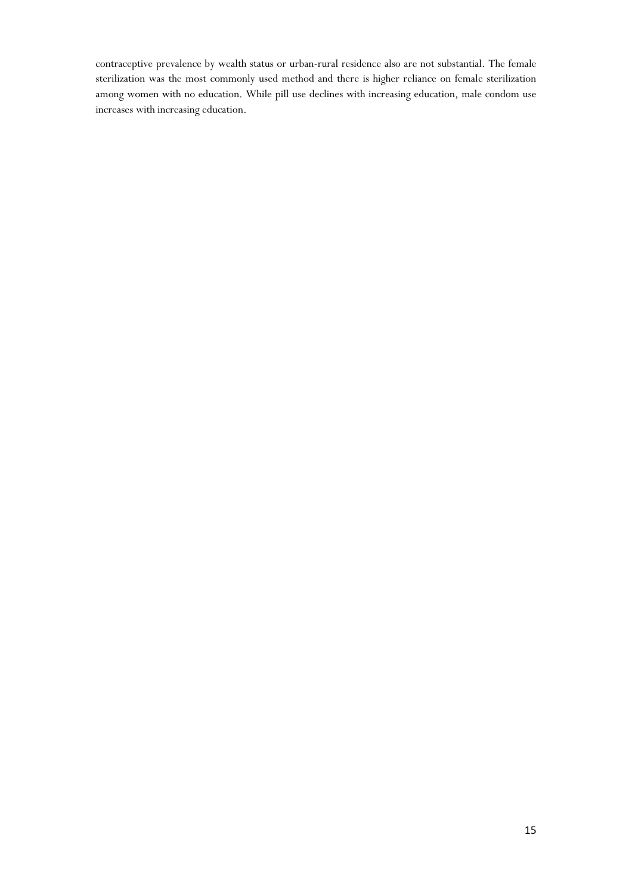contraceptive prevalence by wealth status or urban-rural residence also are not substantial. The female sterilization was the most commonly used method and there is higher reliance on female sterilization among women with no education. While pill use declines with increasing education, male condom use increases with increasing education.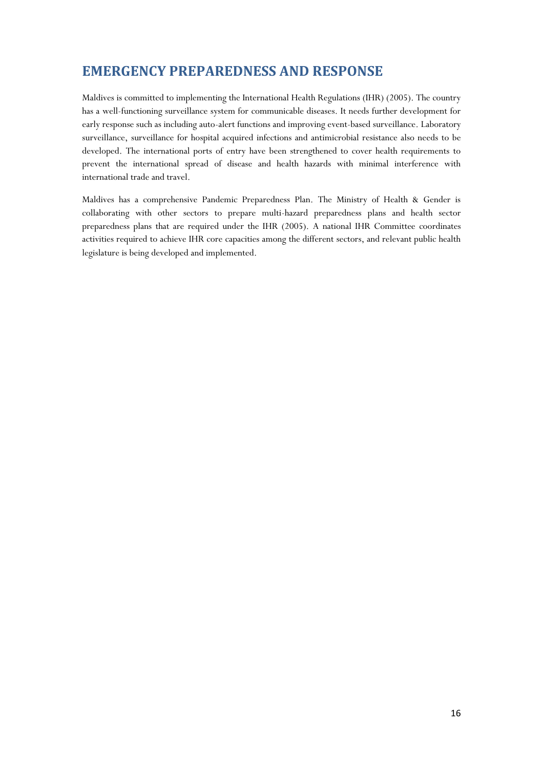## EMERGENCY PREPAREDNESS AND RESPONSE

Maldives is committed to implementing the International Health Regulations (IHR) (2005). The country has a well-functioning surveillance system for communicable diseases. It needs further development for early response such as including auto-alert functions and improving event-based surveillance. Laboratory surveillance, surveillance for hospital acquired infections and antimicrobial resistance also needs to be developed. The international ports of entry have been strengthened to cover health requirements to prevent the international spread of disease and health hazards with minimal interference with international trade and travel.

Maldives has a comprehensive Pandemic Preparedness Plan. The Ministry of Health & Gender is collaborating with other sectors to prepare multi-hazard preparedness plans and health sector preparedness plans that are required under the IHR (2005). A national IHR Committee coordinates activities required to achieve IHR core capacities among the different sectors, and relevant public health legislature is being developed and implemented.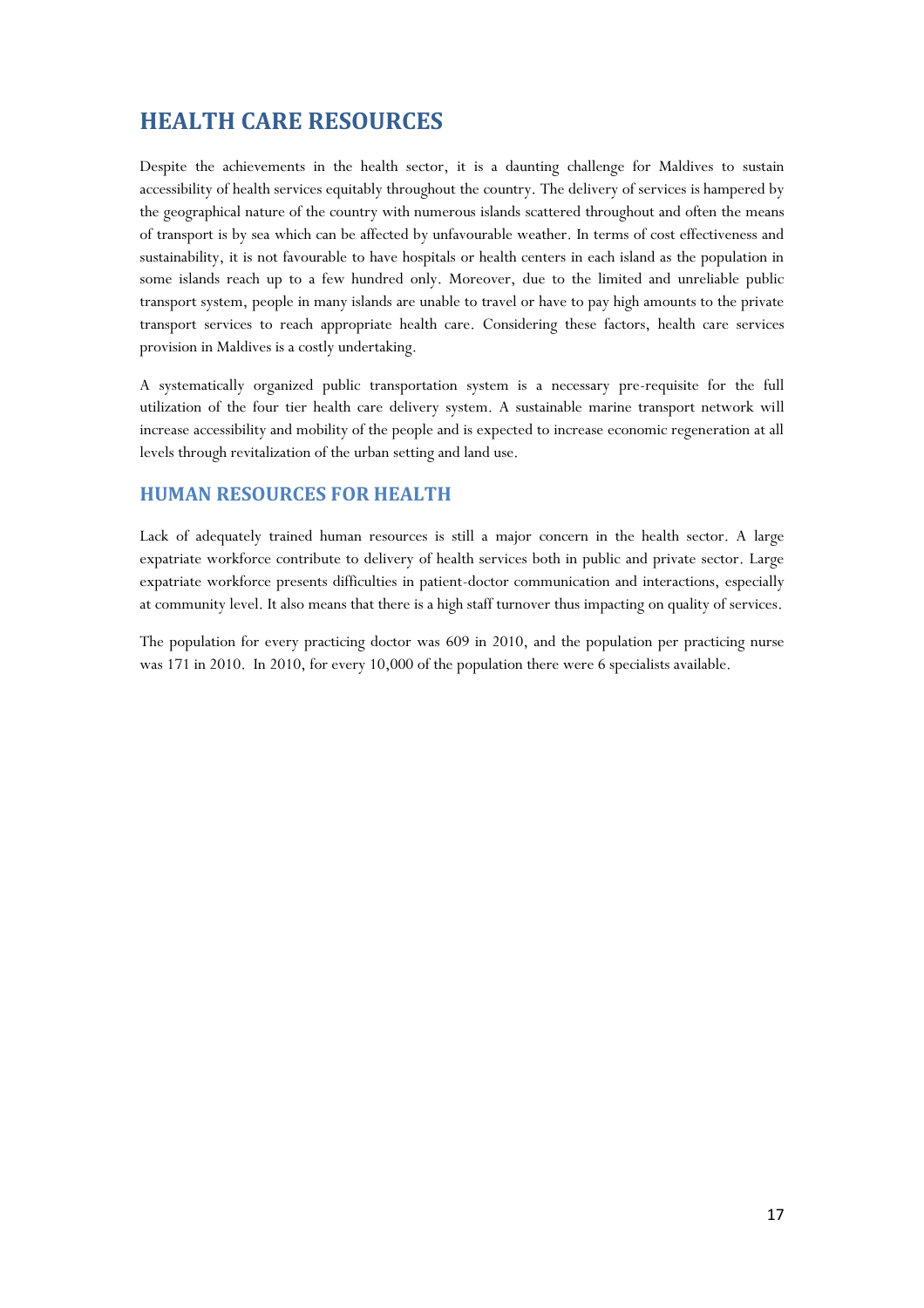# HEALTH CARE RESOURCES

Despite the achievements in the health sector, it is a daunting challenge for Maldives to sustain accessibility of health services equitably throughout the country. The delivery of services is hampered by the geographical nature of the country with numerous islands scattered throughout and often the means of transport is by sea which can be affected by unfavourable weather. In terms of cost effectiveness and sustainability, it is not favourable to have hospitals or health centers in each island as the population in some islands reach up to a few hundred only. Moreover, due to the limited and unreliable public transport system, people in many islands are unable to travel or have to pay high amounts to the private transport services to reach appropriate health care. Considering these factors, health care services provision in Maldives is a costly undertaking.

A systematically organized public transportation system is a necessary pre-requisite for the full utilization of the four tier health care delivery system. A sustainable marine transport network will increase accessibility and mobility of the people and is expected to increase economic regeneration at all levels through revitalization of the urban setting and land use.

## HUMAN RESOURCES FOR HEALTH

Lack of adequately trained human resources is still a major concern in the health sector. A large expatriate workforce contribute to delivery of health services both in public and private sector. Large expatriate workforce presents difficulties in patient-doctor communication and interactions, especially at community level. It also means that there is a high staff turnover thus impacting on quality of services.

The population for every practicing doctor was 609 in 2010, and the population per practicing nurse was 171 in 2010. In 2010, for every 10,000 of the population there were 6 specialists available.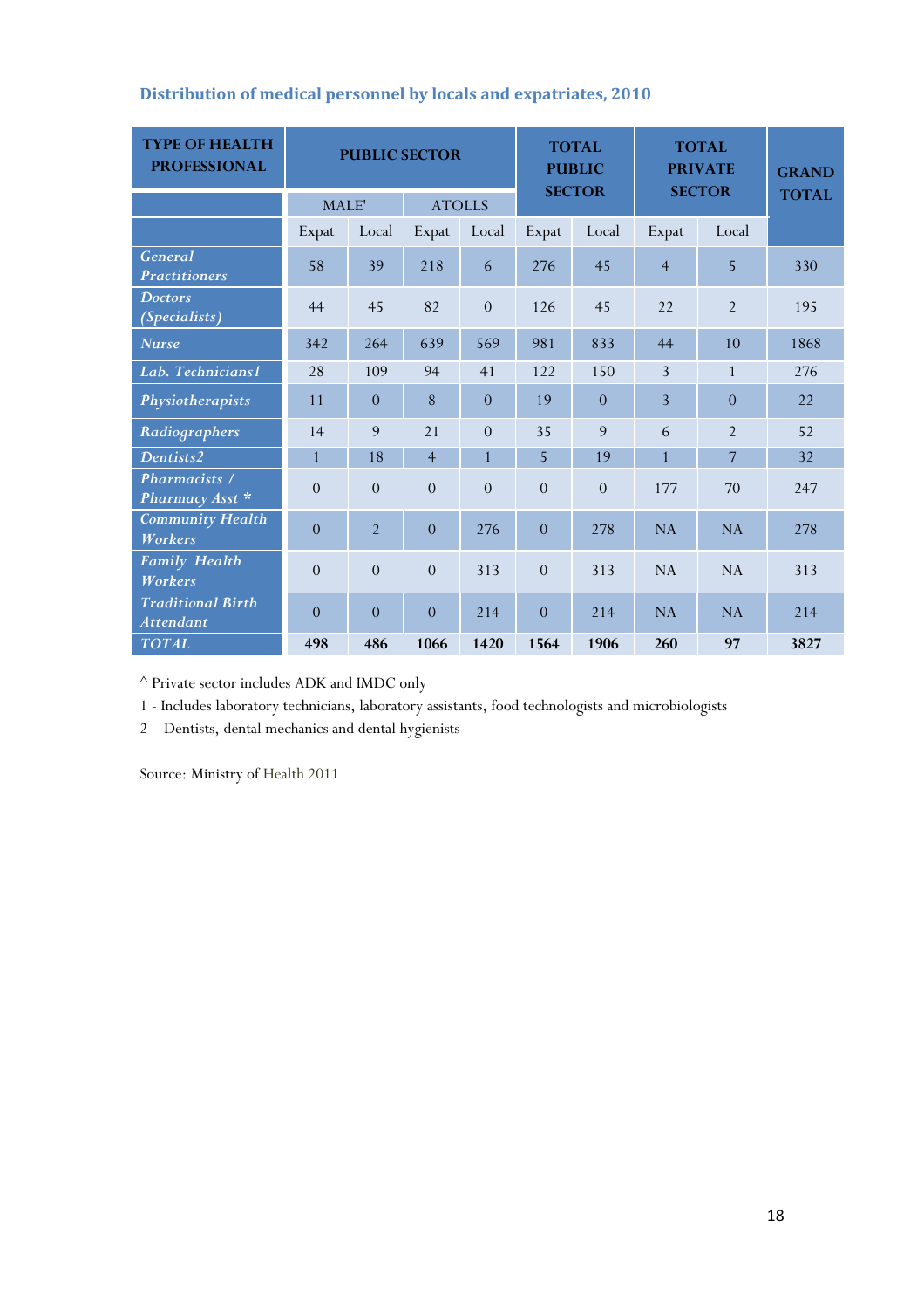### Distribution of medical personnel by locals and expatriates, 2010

| TYPE OF HEALTH PROFESSIONAL | PUBLIC SECTOR | | | | TOTAL PUBLIC SECTOR | | TOTAL PRIVATE SECTOR | | GRAND TOTAL |
|---|---|---|---|---|---|---|---|---|---|
| | MALE' | | ATOLLS | | | | | | |
| | Expat | Local | Expat | Local | Expat | Local | Expat | Local | |
| *General Practitioners* | 58 | 39 | 218 | 6 | 276 | 45 | 4 | 5 | 330 |
| *Doctors (Specialists)* | 44 | 45 | 82 | 0 | 126 | 45 | 22 | 2 | 195 |
| *Nurse* | 342 | 264 | 639 | 569 | 981 | 833 | 44 | 10 | 1868 |
| *Lab. Technicians1* | 28 | 109 | 94 | 41 | 122 | 150 | 3 | 1 | 276 |
| *Physiotherapists* | 11 | 0 | 8 | 0 | 19 | 0 | 3 | 0 | 22 |
| *Radiographers* | 14 | 9 | 21 | 0 | 35 | 9 | 6 | 2 | 52 |
| *Dentists2* | 1 | 18 | 4 | 1 | 5 | 19 | 1 | 7 | 32 |
| *Pharmacists / Pharmacy Asst \** | 0 | 0 | 0 | 0 | 0 | 0 | 177 | 70 | 247 |
| *Community Health Workers* | 0 | 2 | 0 | 276 | 0 | 278 | NA | NA | 278 |
| *Family Health Workers* | 0 | 0 | 0 | 313 | 0 | 313 | NA | NA | 313 |
| *Traditional Birth Attendant* | 0 | 0 | 0 | 214 | 0 | 214 | NA | NA | 214 |
| *TOTAL* | **498** | **486** | **1066** | **1420** | **1564** | **1906** | **260** | **97** | **3827** |

^ Private sector includes ADK and IMDC only

1 - Includes laboratory technicians, laboratory assistants, food technologists and microbiologists

2 – Dentists, dental mechanics and dental hygienists

Source: Ministry of Health 2011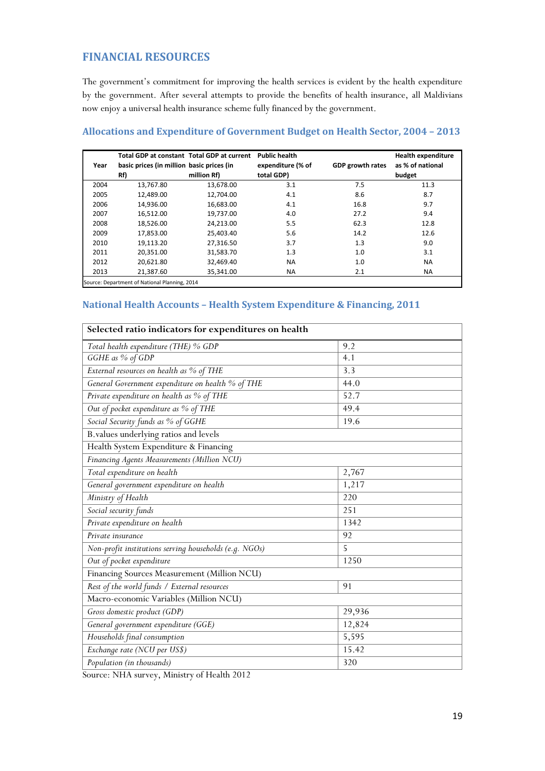## FINANCIAL RESOURCES

The government's commitment for improving the health services is evident by the health expenditure by the government. After several attempts to provide the benefits of health insurance, all Maldivians now enjoy a universal health insurance scheme fully financed by the government.

### Allocations and Expenditure of Government Budget on Health Sector, 2004 – 2013

| Year | Total GDP at constant basic prices (in million Rf) | Total GDP at current basic prices (in million Rf) | Public health expenditure (% of total GDP) | GDP growth rates | Health expenditure as % of national budget |
|---|---|---|---|---|---|
| 2004 | 13,767.80 | 13,678.00 | 3.1 | 7.5 | 11.3 |
| 2005 | 12,489.00 | 12,704.00 | 4.1 | 8.6 | 8.7 |
| 2006 | 14,936.00 | 16,683.00 | 4.1 | 16.8 | 9.7 |
| 2007 | 16,512.00 | 19,737.00 | 4.0 | 27.2 | 9.4 |
| 2008 | 18,526.00 | 24,213.00 | 5.5 | 62.3 | 12.8 |
| 2009 | 17,853.00 | 25,403.40 | 5.6 | 14.2 | 12.6 |
| 2010 | 19,113.20 | 27,316.50 | 3.7 | 1.3 | 9.0 |
| 2011 | 20,351.00 | 31,583.70 | 1.3 | 1.0 | 3.1 |
| 2012 | 20,621.80 | 32,469.40 | NA | 1.0 | NA |
| 2013 | 21,387.60 | 35,341.00 | NA | 2.1 | NA |

Source: Department of National Planning, 2014

### National Health Accounts – Health System Expenditure & Financing, 2011

| Selected ratio indicators for expenditures on health | |
|---|---|
| *Total health expenditure (THE) % GDP* | 9.2 |
| *GGHE as % of GDP* | 4.1 |
| *External resources on health as % of THE* | 3.3 |
| *General Government expenditure on health % of THE* | 44.0 |
| *Private expenditure on health as % of THE* | 52.7 |
| *Out of pocket expenditure as % of THE* | 49.4 |
| *Social Security funds as % of GGHE* | 19.6 |
| B.values underlying ratios and levels | |
| Health System Expenditure & Financing | |
| *Financing Agents Measurements (Million NCU)* | |
| *Total expenditure on health* | 2,767 |
| *General government expenditure on health* | 1,217 |
| *Ministry of Health* | 220 |
| *Social security funds* | 251 |
| *Private expenditure on health* | 1342 |
| *Private insurance* | 92 |
| *Non-profit institutions serving households (e.g. NGOs)* | 5 |
| *Out of pocket expenditure* | 1250 |
| Financing Sources Measurement (Million NCU) | |
| *Rest of the world funds / External resources* | 91 |
| Macro-economic Variables (Million NCU) | |
| *Gross domestic product (GDP)* | 29,936 |
| *General government expenditure (GGE)* | 12,824 |
| *Households final consumption* | 5,595 |
| *Exchange rate (NCU per US$)* | 15.42 |
| *Population (in thousands)* | 320 |

Source: NHA survey, Ministry of Health 2012